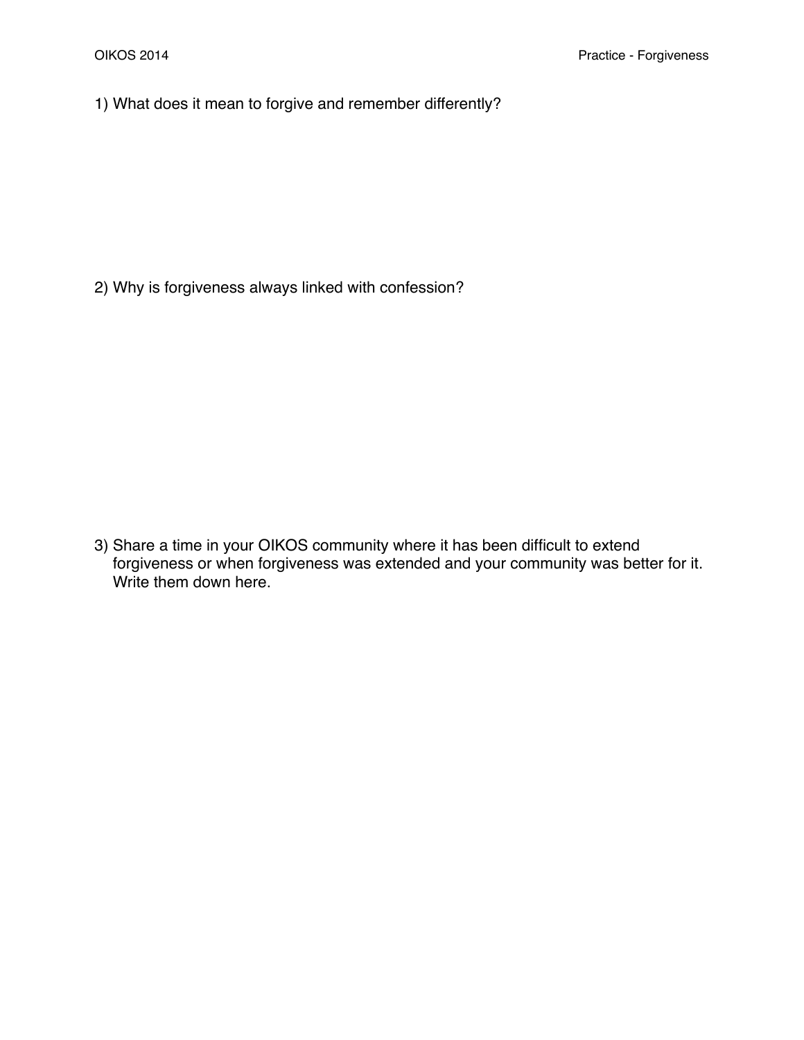1) What does it mean to forgive and remember differently?

2) Why is forgiveness always linked with confession?

3) Share a time in your OIKOS community where it has been difficult to extend forgiveness or when forgiveness was extended and your community was better for it. Write them down here.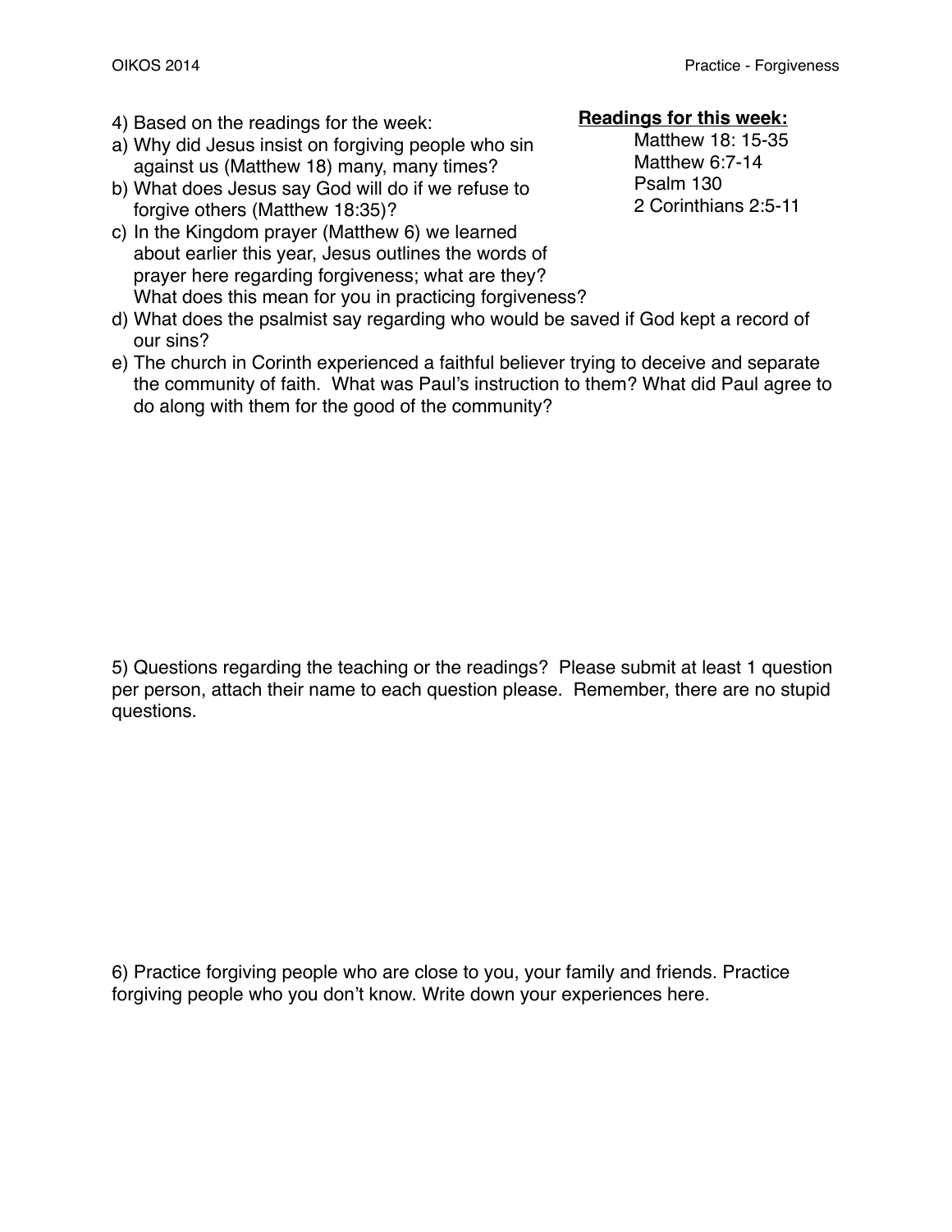**Readings for this week:**

Matthew 18: 15-35
Matthew 6:7-14
Psalm 130
2 Corinthians 2:5-11

4) Based on the readings for the week:

a) Why did Jesus insist on forgiving people who sin against us (Matthew 18) many, many times?

b) What does Jesus say God will do if we refuse to forgive others (Matthew 18:35)?

c) In the Kingdom prayer (Matthew 6) we learned about earlier this year, Jesus outlines the words of prayer here regarding forgiveness; what are they? What does this mean for you in practicing forgiveness?

d) What does the psalmist say regarding who would be saved if God kept a record of our sins?

e) The church in Corinth experienced a faithful believer trying to deceive and separate the community of faith. What was Paul's instruction to them? What did Paul agree to do along with them for the good of the community?

5) Questions regarding the teaching or the readings? Please submit at least 1 question per person, attach their name to each question please. Remember, there are no stupid questions.

6) Practice forgiving people who are close to you, your family and friends. Practice forgiving people who you don't know. Write down your experiences here.